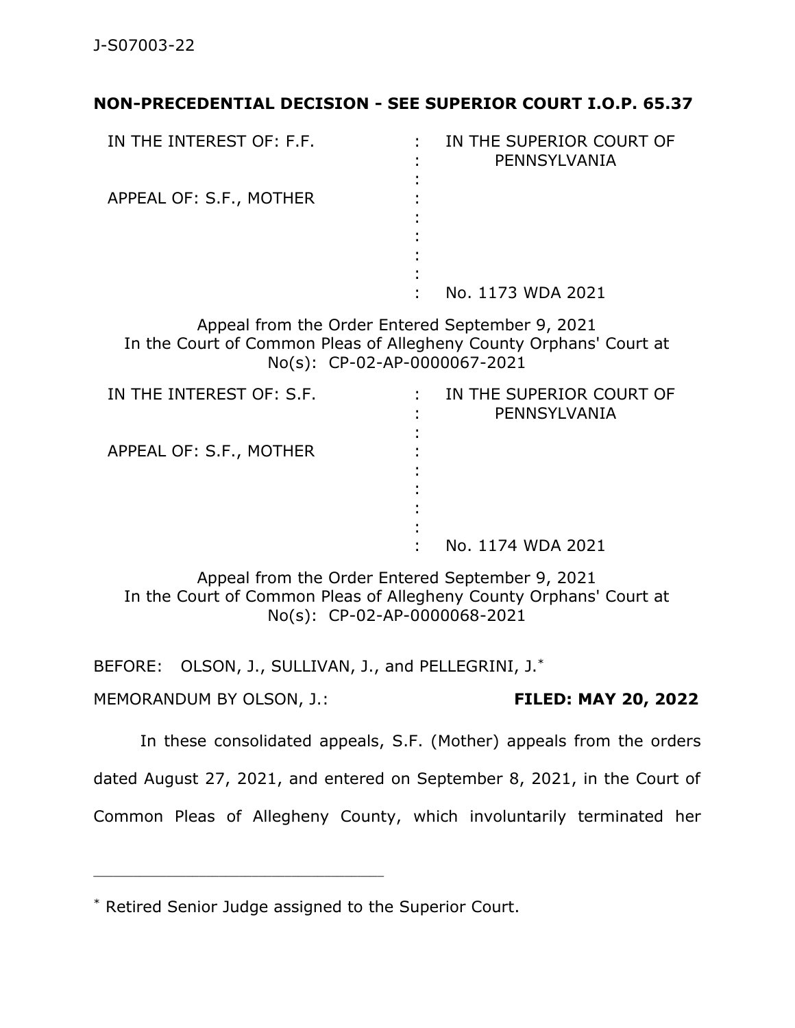J-S07003-22

**NON-PRECEDENTIAL DECISION - SEE SUPERIOR COURT I.O.P. 65.37**

| | | |
|---|---|---|
| IN THE INTEREST OF: F.F. | : | IN THE SUPERIOR COURT OF PENNSYLVANIA |
| APPEAL OF: S.F., MOTHER | : | |
| | : | No. 1173 WDA 2021 |

Appeal from the Order Entered September 9, 2021
In the Court of Common Pleas of Allegheny County Orphans' Court at No(s): CP-02-AP-0000067-2021

| | | |
|---|---|---|
| IN THE INTEREST OF: S.F. | : | IN THE SUPERIOR COURT OF PENNSYLVANIA |
| APPEAL OF: S.F., MOTHER | : | |
| | : | No. 1174 WDA 2021 |

Appeal from the Order Entered September 9, 2021
In the Court of Common Pleas of Allegheny County Orphans' Court at No(s): CP-02-AP-0000068-2021

BEFORE: OLSON, J., SULLIVAN, J., and PELLEGRINI, J.*

MEMORANDUM BY OLSON, J.: **FILED: MAY 20, 2022**

In these consolidated appeals, S.F. (Mother) appeals from the orders dated August 27, 2021, and entered on September 8, 2021, in the Court of Common Pleas of Allegheny County, which involuntarily terminated her

---

* Retired Senior Judge assigned to the Superior Court.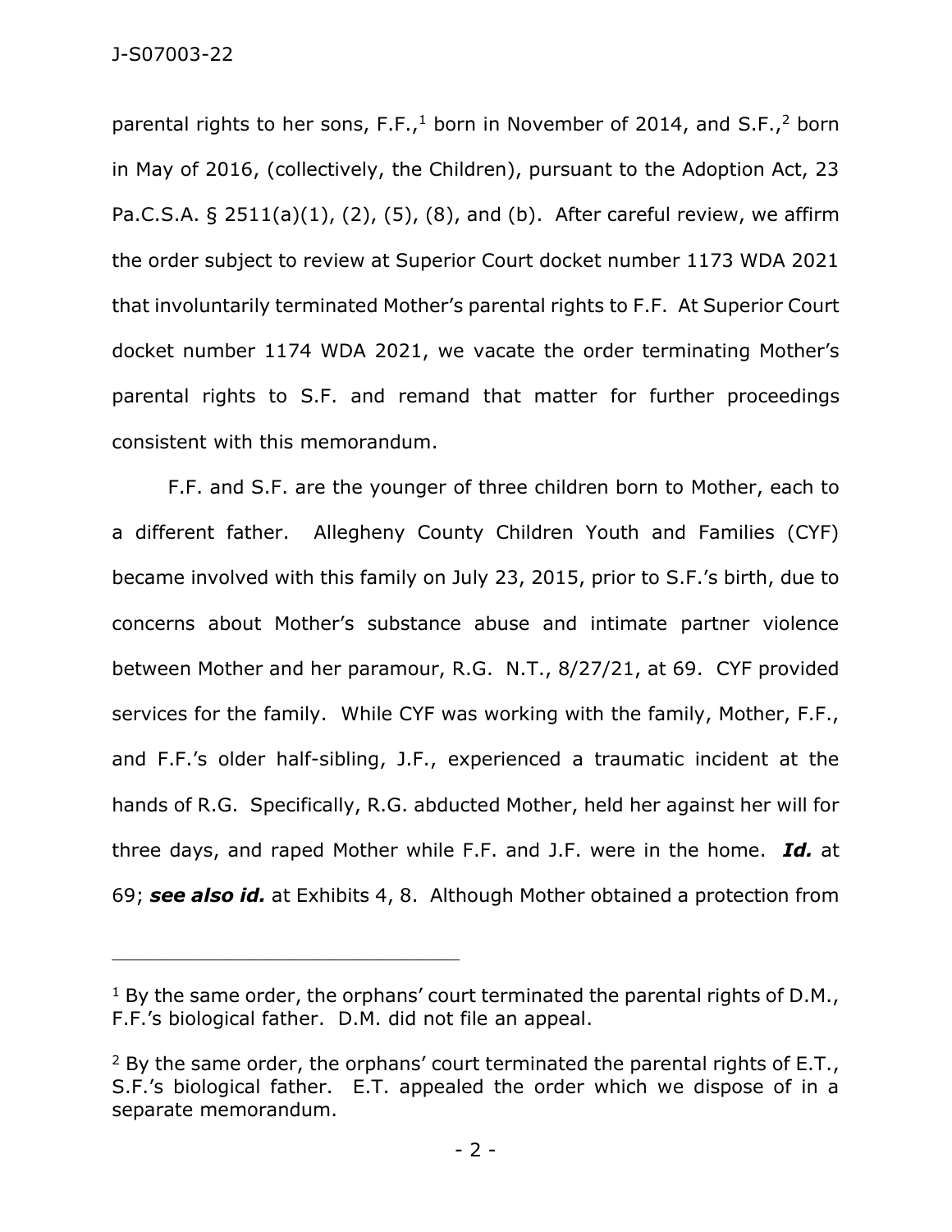parental rights to her sons, F.F.,[1] born in November of 2014, and S.F.,[2] born in May of 2016, (collectively, the Children), pursuant to the Adoption Act, 23 Pa.C.S.A. § 2511(a)(1), (2), (5), (8), and (b). After careful review, we affirm the order subject to review at Superior Court docket number 1173 WDA 2021 that involuntarily terminated Mother's parental rights to F.F. At Superior Court docket number 1174 WDA 2021, we vacate the order terminating Mother's parental rights to S.F. and remand that matter for further proceedings consistent with this memorandum.

F.F. and S.F. are the younger of three children born to Mother, each to a different father. Allegheny County Children Youth and Families (CYF) became involved with this family on July 23, 2015, prior to S.F.'s birth, due to concerns about Mother's substance abuse and intimate partner violence between Mother and her paramour, R.G. N.T., 8/27/21, at 69. CYF provided services for the family. While CYF was working with the family, Mother, F.F., and F.F.'s older half-sibling, J.F., experienced a traumatic incident at the hands of R.G. Specifically, R.G. abducted Mother, held her against her will for three days, and raped Mother while F.F. and J.F. were in the home. ***Id.*** at 69; ***see also id.*** at Exhibits 4, 8. Although Mother obtained a protection from

---

[1] By the same order, the orphans' court terminated the parental rights of D.M., F.F.'s biological father. D.M. did not file an appeal.

[2] By the same order, the orphans' court terminated the parental rights of E.T., S.F.'s biological father. E.T. appealed the order which we dispose of in a separate memorandum.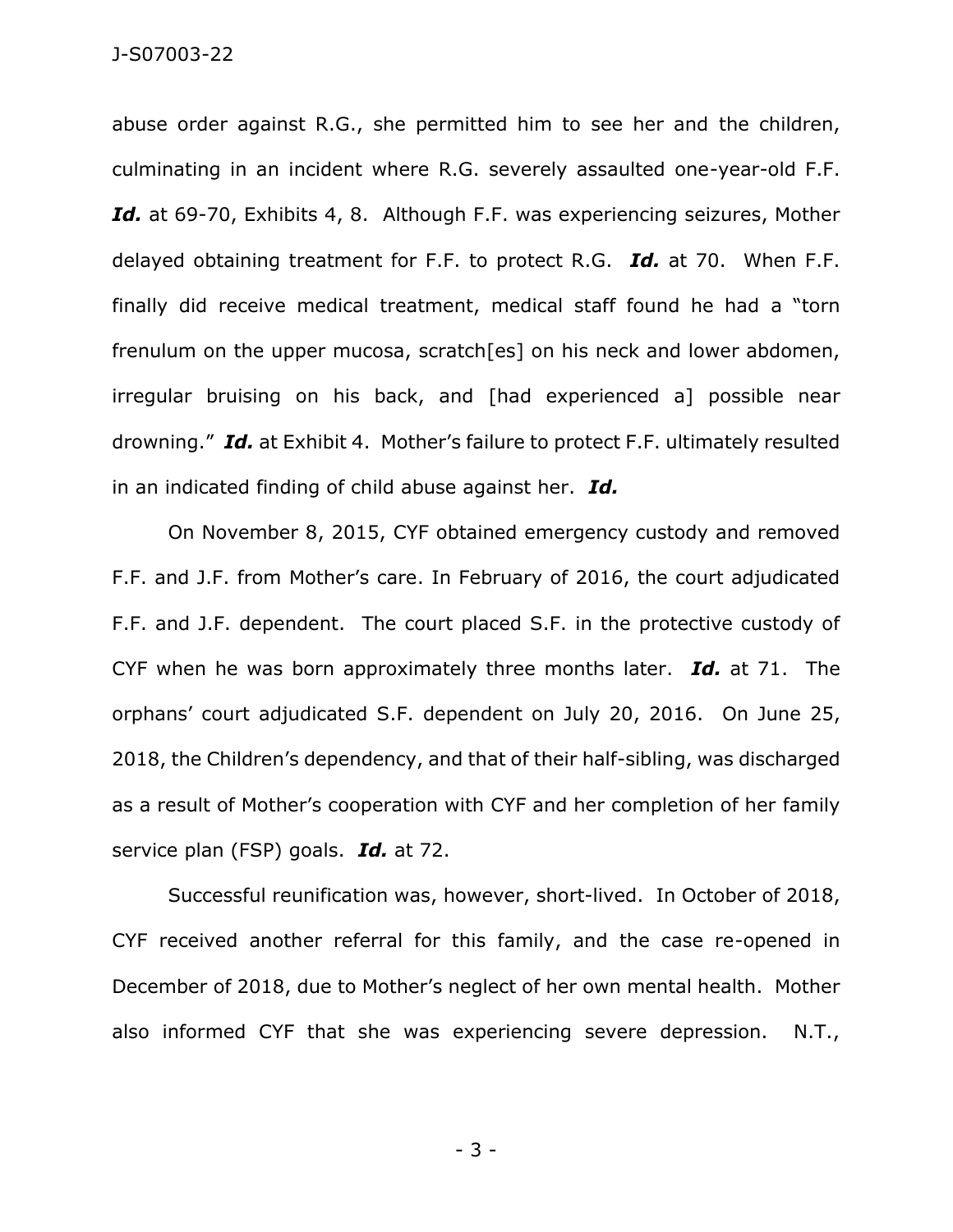abuse order against R.G., she permitted him to see her and the children, culminating in an incident where R.G. severely assaulted one-year-old F.F. ***Id.*** at 69-70, Exhibits 4, 8. Although F.F. was experiencing seizures, Mother delayed obtaining treatment for F.F. to protect R.G. ***Id.*** at 70. When F.F. finally did receive medical treatment, medical staff found he had a "torn frenulum on the upper mucosa, scratch[es] on his neck and lower abdomen, irregular bruising on his back, and [had experienced a] possible near drowning." ***Id.*** at Exhibit 4. Mother's failure to protect F.F. ultimately resulted in an indicated finding of child abuse against her. ***Id.***

On November 8, 2015, CYF obtained emergency custody and removed F.F. and J.F. from Mother's care. In February of 2016, the court adjudicated F.F. and J.F. dependent. The court placed S.F. in the protective custody of CYF when he was born approximately three months later. ***Id.*** at 71. The orphans' court adjudicated S.F. dependent on July 20, 2016. On June 25, 2018, the Children's dependency, and that of their half-sibling, was discharged as a result of Mother's cooperation with CYF and her completion of her family service plan (FSP) goals. ***Id.*** at 72.

Successful reunification was, however, short-lived. In October of 2018, CYF received another referral for this family, and the case re-opened in December of 2018, due to Mother's neglect of her own mental health. Mother also informed CYF that she was experiencing severe depression. N.T.,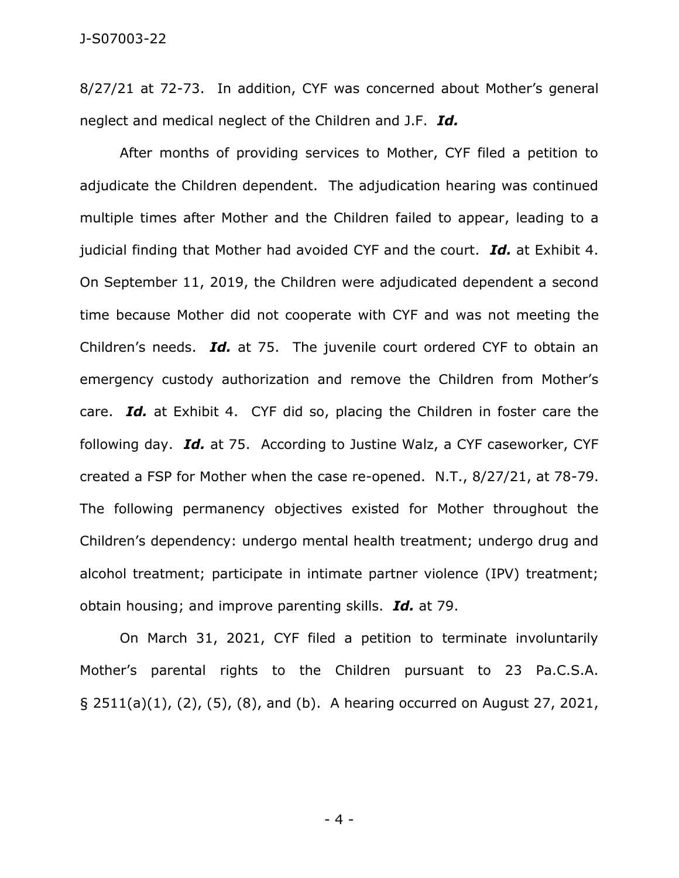8/27/21 at 72-73. In addition, CYF was concerned about Mother's general neglect and medical neglect of the Children and J.F. ***Id.***

After months of providing services to Mother, CYF filed a petition to adjudicate the Children dependent. The adjudication hearing was continued multiple times after Mother and the Children failed to appear, leading to a judicial finding that Mother had avoided CYF and the court. ***Id.*** at Exhibit 4. On September 11, 2019, the Children were adjudicated dependent a second time because Mother did not cooperate with CYF and was not meeting the Children's needs. ***Id.*** at 75. The juvenile court ordered CYF to obtain an emergency custody authorization and remove the Children from Mother's care. ***Id.*** at Exhibit 4. CYF did so, placing the Children in foster care the following day. ***Id.*** at 75. According to Justine Walz, a CYF caseworker, CYF created a FSP for Mother when the case re-opened. N.T., 8/27/21, at 78-79. The following permanency objectives existed for Mother throughout the Children's dependency: undergo mental health treatment; undergo drug and alcohol treatment; participate in intimate partner violence (IPV) treatment; obtain housing; and improve parenting skills. ***Id.*** at 79.

On March 31, 2021, CYF filed a petition to terminate involuntarily Mother's parental rights to the Children pursuant to 23 Pa.C.S.A. § 2511(a)(1), (2), (5), (8), and (b). A hearing occurred on August 27, 2021,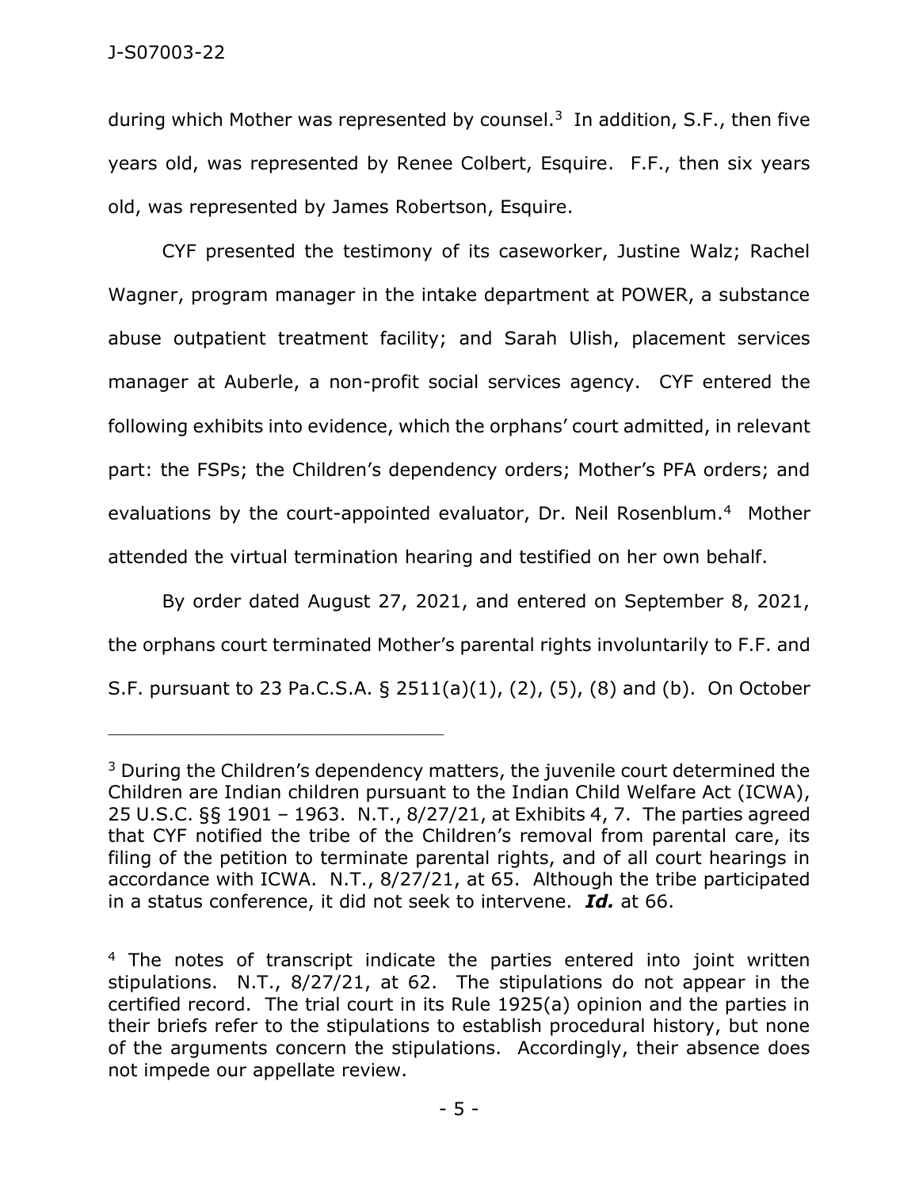during which Mother was represented by counsel.[3] In addition, S.F., then five years old, was represented by Renee Colbert, Esquire. F.F., then six years old, was represented by James Robertson, Esquire.

CYF presented the testimony of its caseworker, Justine Walz; Rachel Wagner, program manager in the intake department at POWER, a substance abuse outpatient treatment facility; and Sarah Ulish, placement services manager at Auberle, a non-profit social services agency. CYF entered the following exhibits into evidence, which the orphans' court admitted, in relevant part: the FSPs; the Children's dependency orders; Mother's PFA orders; and evaluations by the court-appointed evaluator, Dr. Neil Rosenblum.[4] Mother attended the virtual termination hearing and testified on her own behalf.

By order dated August 27, 2021, and entered on September 8, 2021, the orphans court terminated Mother's parental rights involuntarily to F.F. and S.F. pursuant to 23 Pa.C.S.A. § 2511(a)(1), (2), (5), (8) and (b). On October

---

[3] During the Children's dependency matters, the juvenile court determined the Children are Indian children pursuant to the Indian Child Welfare Act (ICWA), 25 U.S.C. §§ 1901 – 1963. N.T., 8/27/21, at Exhibits 4, 7. The parties agreed that CYF notified the tribe of the Children's removal from parental care, its filing of the petition to terminate parental rights, and of all court hearings in accordance with ICWA. N.T., 8/27/21, at 65. Although the tribe participated in a status conference, it did not seek to intervene. ***Id.*** at 66.

[4] The notes of transcript indicate the parties entered into joint written stipulations. N.T., 8/27/21, at 62. The stipulations do not appear in the certified record. The trial court in its Rule 1925(a) opinion and the parties in their briefs refer to the stipulations to establish procedural history, but none of the arguments concern the stipulations. Accordingly, their absence does not impede our appellate review.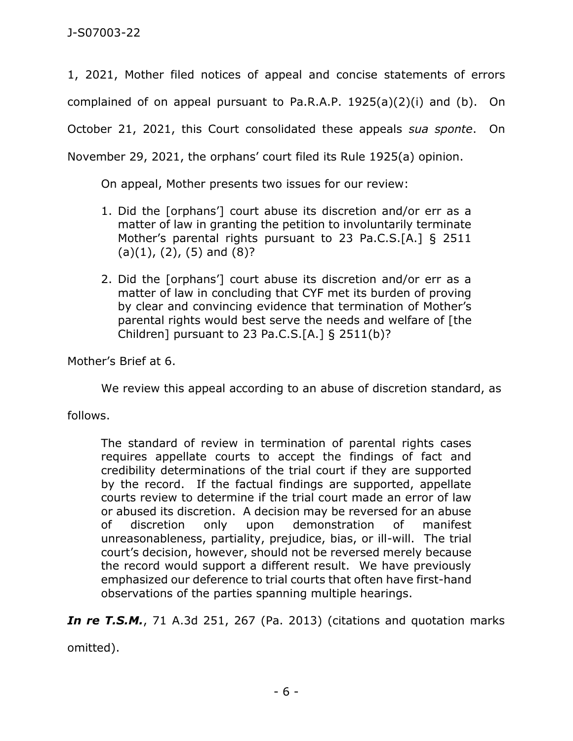1, 2021, Mother filed notices of appeal and concise statements of errors complained of on appeal pursuant to Pa.R.A.P. 1925(a)(2)(i) and (b). On October 21, 2021, this Court consolidated these appeals *sua sponte*. On November 29, 2021, the orphans' court filed its Rule 1925(a) opinion.

On appeal, Mother presents two issues for our review:

> 1. Did the [orphans'] court abuse its discretion and/or err as a matter of law in granting the petition to involuntarily terminate Mother's parental rights pursuant to 23 Pa.C.S.[A.] § 2511 (a)(1), (2), (5) and (8)?
>
> 2. Did the [orphans'] court abuse its discretion and/or err as a matter of law in concluding that CYF met its burden of proving by clear and convincing evidence that termination of Mother's parental rights would best serve the needs and welfare of [the Children] pursuant to 23 Pa.C.S.[A.] § 2511(b)?

Mother's Brief at 6.

We review this appeal according to an abuse of discretion standard, as follows.

> The standard of review in termination of parental rights cases requires appellate courts to accept the findings of fact and credibility determinations of the trial court if they are supported by the record. If the factual findings are supported, appellate courts review to determine if the trial court made an error of law or abused its discretion. A decision may be reversed for an abuse of discretion only upon demonstration of manifest unreasonableness, partiality, prejudice, bias, or ill-will. The trial court's decision, however, should not be reversed merely because the record would support a different result. We have previously emphasized our deference to trial courts that often have first-hand observations of the parties spanning multiple hearings.

***In re T.S.M.***, 71 A.3d 251, 267 (Pa. 2013) (citations and quotation marks omitted).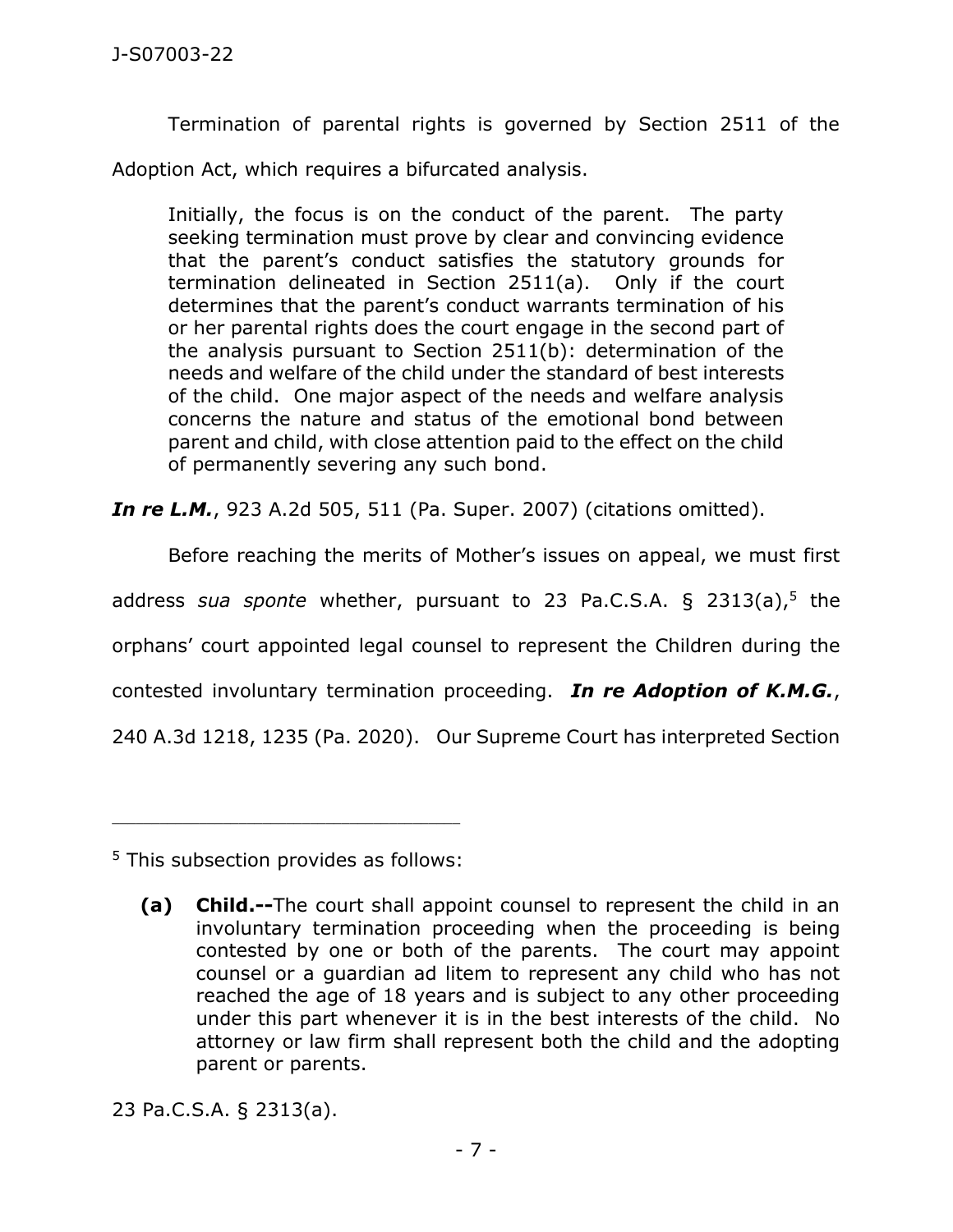Termination of parental rights is governed by Section 2511 of the Adoption Act, which requires a bifurcated analysis.

> Initially, the focus is on the conduct of the parent. The party seeking termination must prove by clear and convincing evidence that the parent's conduct satisfies the statutory grounds for termination delineated in Section 2511(a). Only if the court determines that the parent's conduct warrants termination of his or her parental rights does the court engage in the second part of the analysis pursuant to Section 2511(b): determination of the needs and welfare of the child under the standard of best interests of the child. One major aspect of the needs and welfare analysis concerns the nature and status of the emotional bond between parent and child, with close attention paid to the effect on the child of permanently severing any such bond.

***In re L.M.***, 923 A.2d 505, 511 (Pa. Super. 2007) (citations omitted).

Before reaching the merits of Mother's issues on appeal, we must first address *sua sponte* whether, pursuant to 23 Pa.C.S.A. § 2313(a),[5] the orphans' court appointed legal counsel to represent the Children during the contested involuntary termination proceeding. ***In re Adoption of K.M.G.***, 240 A.3d 1218, 1235 (Pa. 2020). Our Supreme Court has interpreted Section

---

[5] This subsection provides as follows:

> **(a) Child.--**The court shall appoint counsel to represent the child in an involuntary termination proceeding when the proceeding is being contested by one or both of the parents. The court may appoint counsel or a guardian ad litem to represent any child who has not reached the age of 18 years and is subject to any other proceeding under this part whenever it is in the best interests of the child. No attorney or law firm shall represent both the child and the adopting parent or parents.

23 Pa.C.S.A. § 2313(a).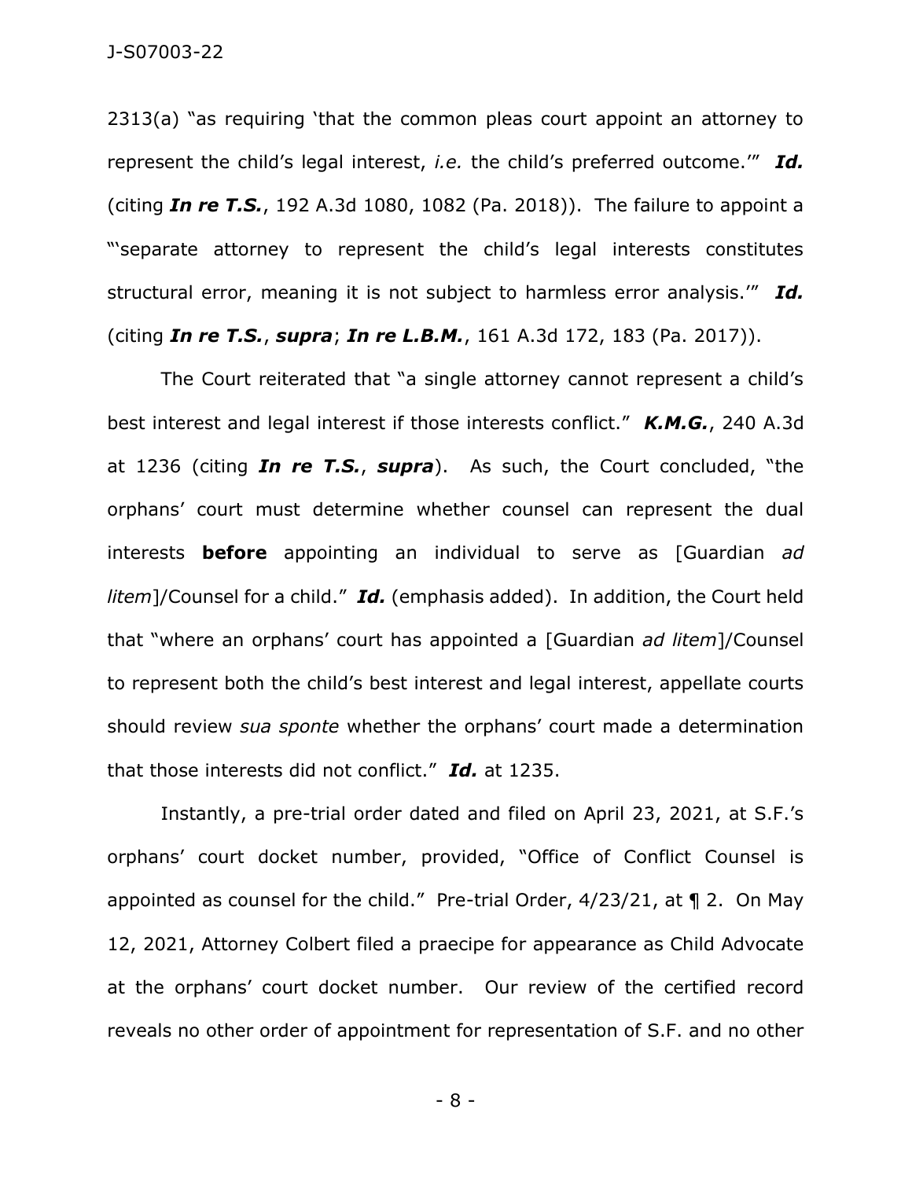2313(a) "as requiring 'that the common pleas court appoint an attorney to represent the child's legal interest, *i.e.* the child's preferred outcome.'" ***Id.*** (citing ***In re T.S.***, 192 A.3d 1080, 1082 (Pa. 2018)). The failure to appoint a "'separate attorney to represent the child's legal interests constitutes structural error, meaning it is not subject to harmless error analysis.'" ***Id.*** (citing ***In re T.S.***, ***supra***; ***In re L.B.M.***, 161 A.3d 172, 183 (Pa. 2017)).

The Court reiterated that "a single attorney cannot represent a child's best interest and legal interest if those interests conflict." ***K.M.G.***, 240 A.3d at 1236 (citing ***In re T.S.***, ***supra***). As such, the Court concluded, "the orphans' court must determine whether counsel can represent the dual interests **before** appointing an individual to serve as [Guardian *ad litem*]/Counsel for a child." ***Id.*** (emphasis added). In addition, the Court held that "where an orphans' court has appointed a [Guardian *ad litem*]/Counsel to represent both the child's best interest and legal interest, appellate courts should review *sua sponte* whether the orphans' court made a determination that those interests did not conflict." ***Id.*** at 1235.

Instantly, a pre-trial order dated and filed on April 23, 2021, at S.F.'s orphans' court docket number, provided, "Office of Conflict Counsel is appointed as counsel for the child." Pre-trial Order, 4/23/21, at ¶ 2. On May 12, 2021, Attorney Colbert filed a praecipe for appearance as Child Advocate at the orphans' court docket number. Our review of the certified record reveals no other order of appointment for representation of S.F. and no other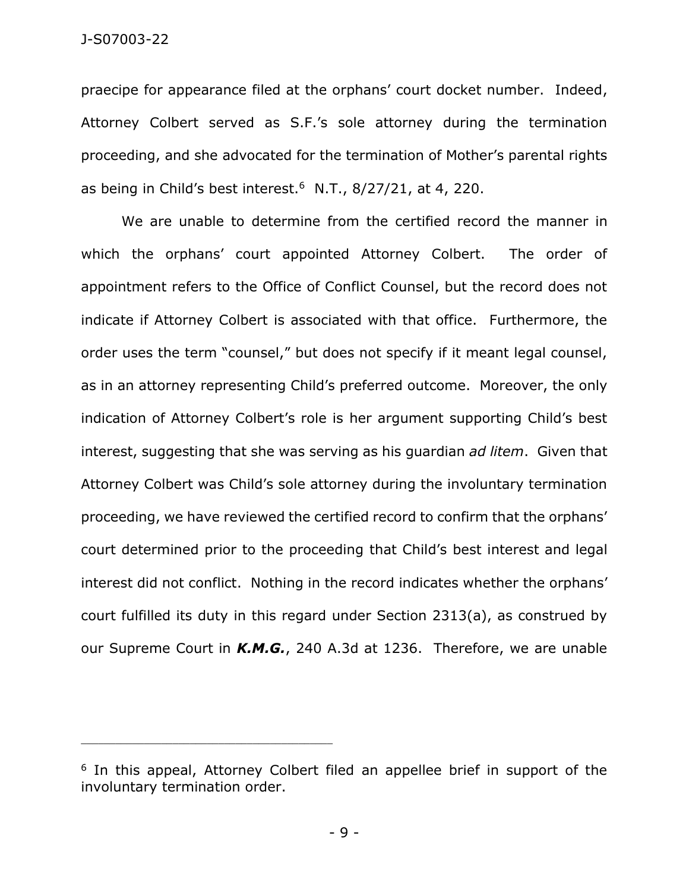praecipe for appearance filed at the orphans' court docket number. Indeed, Attorney Colbert served as S.F.'s sole attorney during the termination proceeding, and she advocated for the termination of Mother's parental rights as being in Child's best interest.[6] N.T., 8/27/21, at 4, 220.

We are unable to determine from the certified record the manner in which the orphans' court appointed Attorney Colbert. The order of appointment refers to the Office of Conflict Counsel, but the record does not indicate if Attorney Colbert is associated with that office. Furthermore, the order uses the term "counsel," but does not specify if it meant legal counsel, as in an attorney representing Child's preferred outcome. Moreover, the only indication of Attorney Colbert's role is her argument supporting Child's best interest, suggesting that she was serving as his guardian *ad litem*. Given that Attorney Colbert was Child's sole attorney during the involuntary termination proceeding, we have reviewed the certified record to confirm that the orphans' court determined prior to the proceeding that Child's best interest and legal interest did not conflict. Nothing in the record indicates whether the orphans' court fulfilled its duty in this regard under Section 2313(a), as construed by our Supreme Court in ***K.M.G.***, 240 A.3d at 1236. Therefore, we are unable

---

[6] In this appeal, Attorney Colbert filed an appellee brief in support of the involuntary termination order.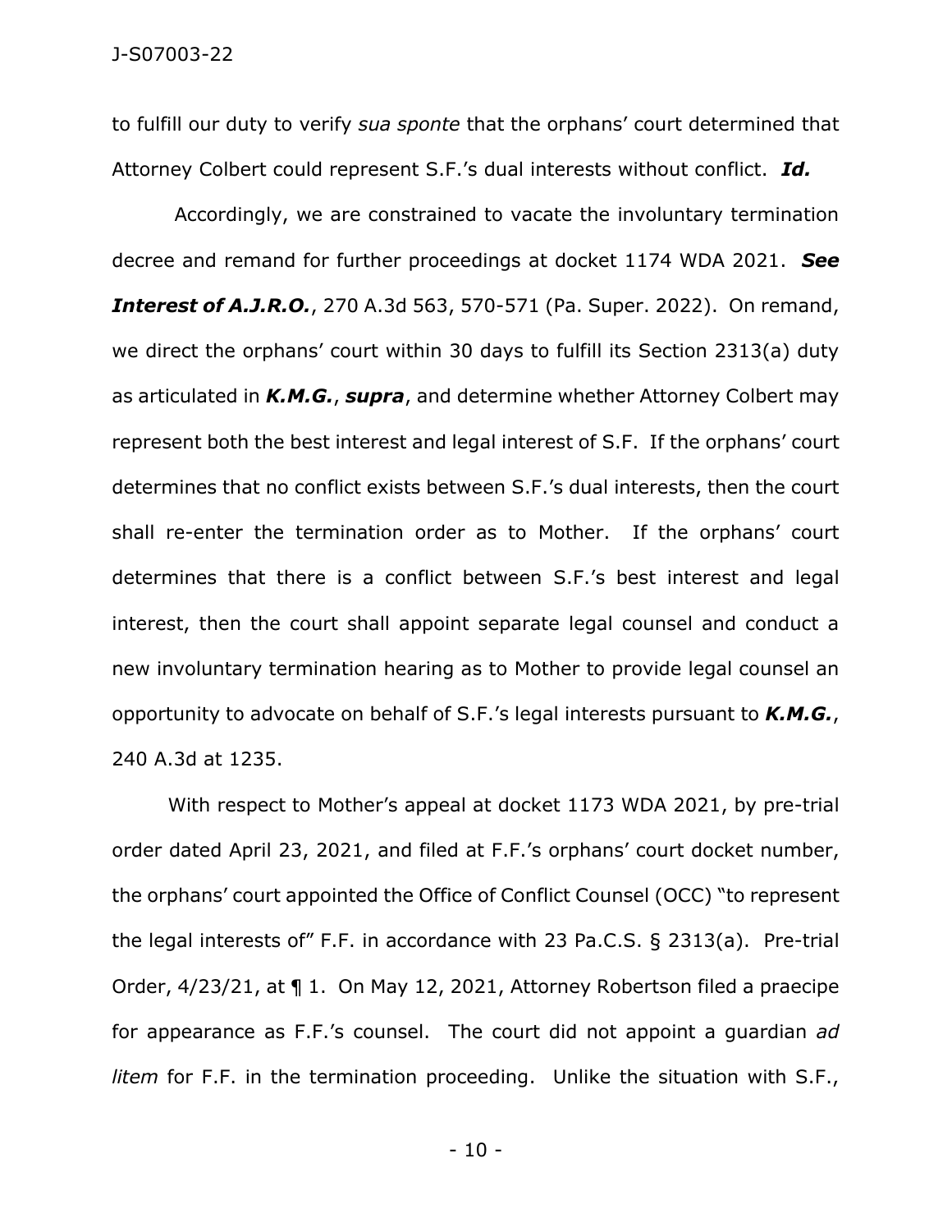to fulfill our duty to verify *sua sponte* that the orphans' court determined that Attorney Colbert could represent S.F.'s dual interests without conflict. ***Id.***

Accordingly, we are constrained to vacate the involuntary termination decree and remand for further proceedings at docket 1174 WDA 2021. ***See Interest of A.J.R.O.***, 270 A.3d 563, 570-571 (Pa. Super. 2022). On remand, we direct the orphans' court within 30 days to fulfill its Section 2313(a) duty as articulated in ***K.M.G.***, ***supra***, and determine whether Attorney Colbert may represent both the best interest and legal interest of S.F. If the orphans' court determines that no conflict exists between S.F.'s dual interests, then the court shall re-enter the termination order as to Mother. If the orphans' court determines that there is a conflict between S.F.'s best interest and legal interest, then the court shall appoint separate legal counsel and conduct a new involuntary termination hearing as to Mother to provide legal counsel an opportunity to advocate on behalf of S.F.'s legal interests pursuant to ***K.M.G.***, 240 A.3d at 1235.

With respect to Mother's appeal at docket 1173 WDA 2021, by pre-trial order dated April 23, 2021, and filed at F.F.'s orphans' court docket number, the orphans' court appointed the Office of Conflict Counsel (OCC) "to represent the legal interests of" F.F. in accordance with 23 Pa.C.S. § 2313(a). Pre-trial Order, 4/23/21, at ¶ 1. On May 12, 2021, Attorney Robertson filed a praecipe for appearance as F.F.'s counsel. The court did not appoint a guardian *ad litem* for F.F. in the termination proceeding. Unlike the situation with S.F.,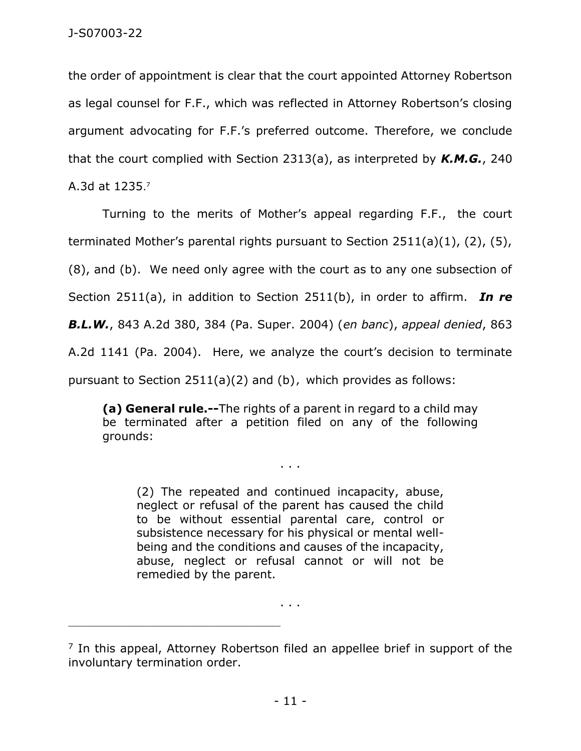the order of appointment is clear that the court appointed Attorney Robertson as legal counsel for F.F., which was reflected in Attorney Robertson's closing argument advocating for F.F.'s preferred outcome. Therefore, we conclude that the court complied with Section 2313(a), as interpreted by ***K.M.G.***, 240 A.3d at 1235.[7]

Turning to the merits of Mother's appeal regarding F.F., the court terminated Mother's parental rights pursuant to Section 2511(a)(1), (2), (5), (8), and (b). We need only agree with the court as to any one subsection of Section 2511(a), in addition to Section 2511(b), in order to affirm. ***In re B.L.W.***, 843 A.2d 380, 384 (Pa. Super. 2004) (*en banc*), *appeal denied*, 863 A.2d 1141 (Pa. 2004). Here, we analyze the court's decision to terminate pursuant to Section 2511(a)(2) and (b), which provides as follows:

> **(a) General rule.--**The rights of a parent in regard to a child may be terminated after a petition filed on any of the following grounds:
>
> . . .
>
>> (2) The repeated and continued incapacity, abuse, neglect or refusal of the parent has caused the child to be without essential parental care, control or subsistence necessary for his physical or mental well-being and the conditions and causes of the incapacity, abuse, neglect or refusal cannot or will not be remedied by the parent.
>
> . . .

---

[7] In this appeal, Attorney Robertson filed an appellee brief in support of the involuntary termination order.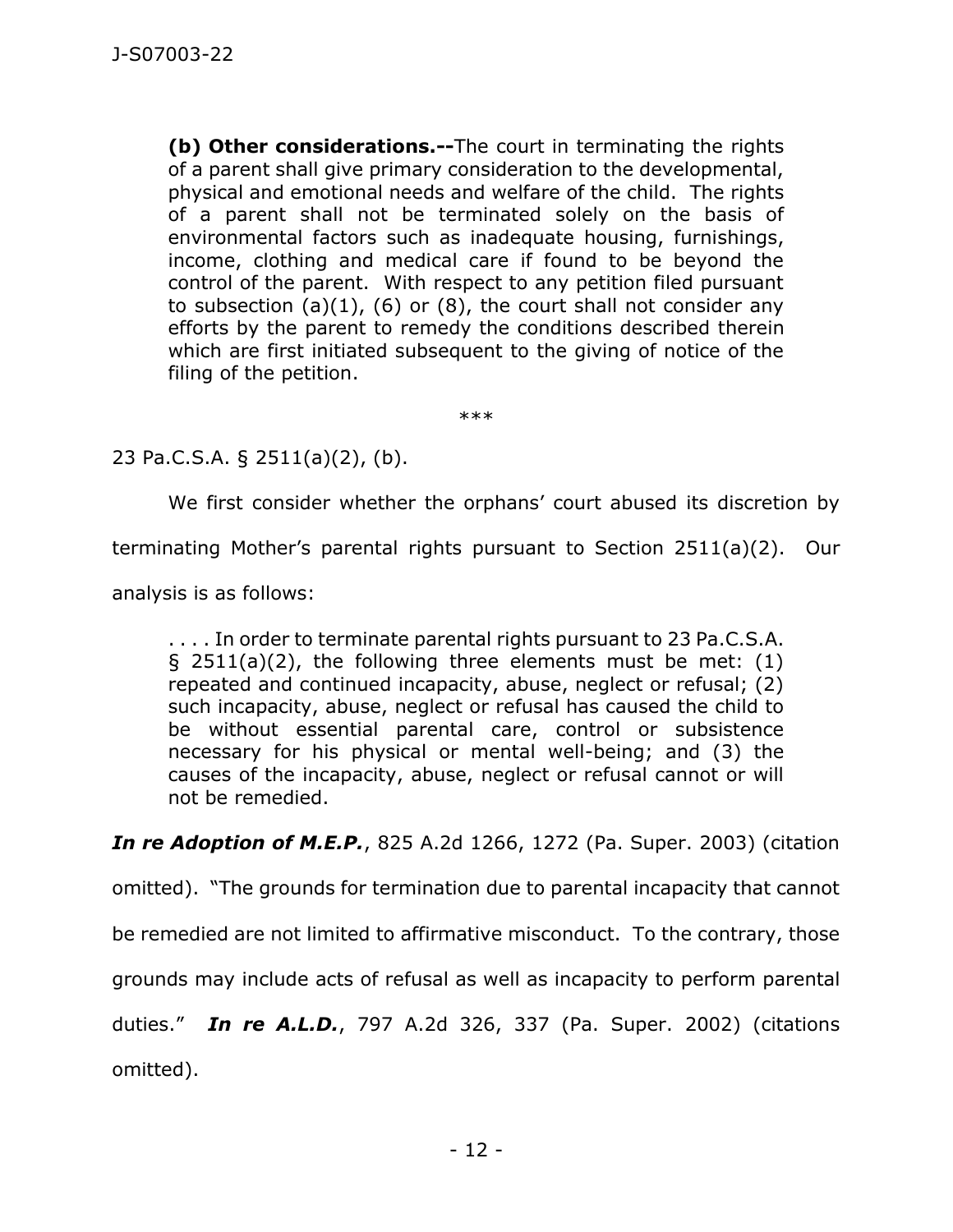> **(b) Other considerations.--**The court in terminating the rights of a parent shall give primary consideration to the developmental, physical and emotional needs and welfare of the child. The rights of a parent shall not be terminated solely on the basis of environmental factors such as inadequate housing, furnishings, income, clothing and medical care if found to be beyond the control of the parent. With respect to any petition filed pursuant to subsection (a)(1), (6) or (8), the court shall not consider any efforts by the parent to remedy the conditions described therein which are first initiated subsequent to the giving of notice of the filing of the petition.

\*\*\*

23 Pa.C.S.A. § 2511(a)(2), (b).

We first consider whether the orphans' court abused its discretion by terminating Mother's parental rights pursuant to Section 2511(a)(2). Our analysis is as follows:

> . . . . In order to terminate parental rights pursuant to 23 Pa.C.S.A. § 2511(a)(2), the following three elements must be met: (1) repeated and continued incapacity, abuse, neglect or refusal; (2) such incapacity, abuse, neglect or refusal has caused the child to be without essential parental care, control or subsistence necessary for his physical or mental well-being; and (3) the causes of the incapacity, abuse, neglect or refusal cannot or will not be remedied.

***In re Adoption of M.E.P.***, 825 A.2d 1266, 1272 (Pa. Super. 2003) (citation omitted). "The grounds for termination due to parental incapacity that cannot be remedied are not limited to affirmative misconduct. To the contrary, those grounds may include acts of refusal as well as incapacity to perform parental duties." ***In re A.L.D.***, 797 A.2d 326, 337 (Pa. Super. 2002) (citations omitted).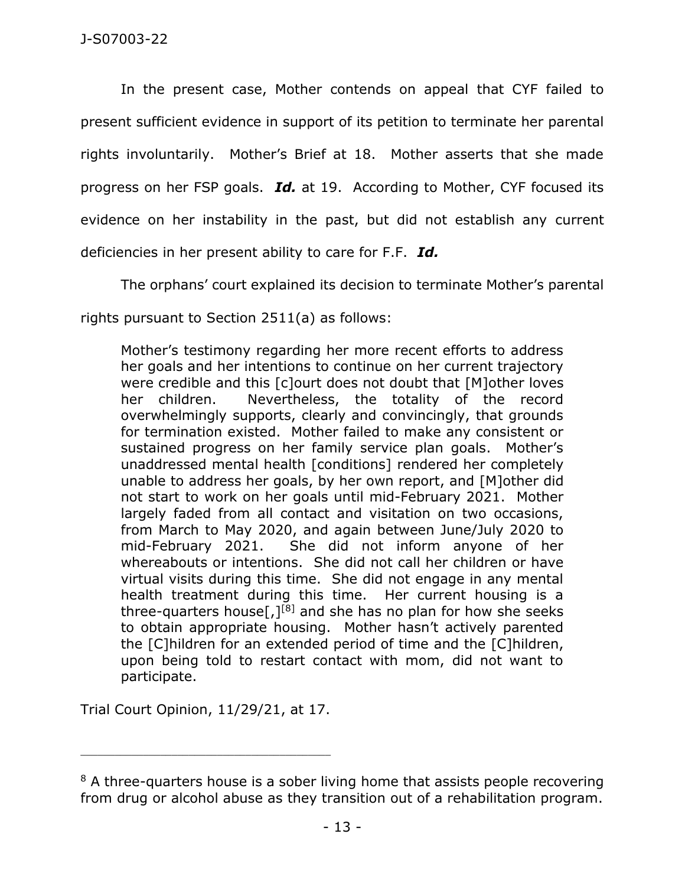In the present case, Mother contends on appeal that CYF failed to present sufficient evidence in support of its petition to terminate her parental rights involuntarily. Mother's Brief at 18. Mother asserts that she made progress on her FSP goals. ***Id.*** at 19. According to Mother, CYF focused its evidence on her instability in the past, but did not establish any current deficiencies in her present ability to care for F.F. ***Id.***

The orphans' court explained its decision to terminate Mother's parental rights pursuant to Section 2511(a) as follows:

> Mother's testimony regarding her more recent efforts to address her goals and her intentions to continue on her current trajectory were credible and this [c]ourt does not doubt that [M]other loves her children. Nevertheless, the totality of the record overwhelmingly supports, clearly and convincingly, that grounds for termination existed. Mother failed to make any consistent or sustained progress on her family service plan goals. Mother's unaddressed mental health [conditions] rendered her completely unable to address her goals, by her own report, and [M]other did not start to work on her goals until mid-February 2021. Mother largely faded from all contact and visitation on two occasions, from March to May 2020, and again between June/July 2020 to mid-February 2021. She did not inform anyone of her whereabouts or intentions. She did not call her children or have virtual visits during this time. She did not engage in any mental health treatment during this time. Her current housing is a three-quarters house[,][8] and she has no plan for how she seeks to obtain appropriate housing. Mother hasn't actively parented the [C]hildren for an extended period of time and the [C]hildren, upon being told to restart contact with mom, did not want to participate.

Trial Court Opinion, 11/29/21, at 17.

---

[8] A three-quarters house is a sober living home that assists people recovering from drug or alcohol abuse as they transition out of a rehabilitation program.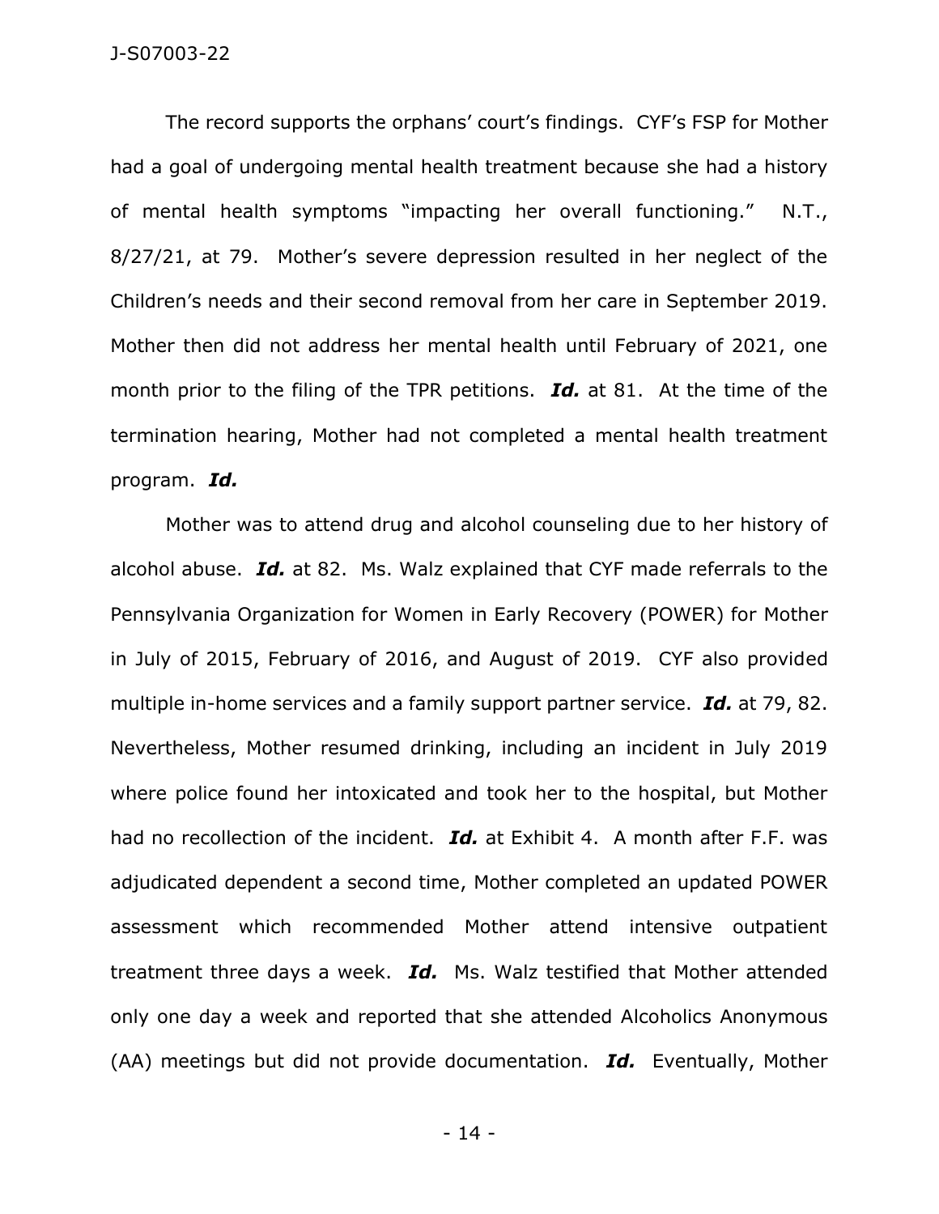The record supports the orphans' court's findings. CYF's FSP for Mother had a goal of undergoing mental health treatment because she had a history of mental health symptoms "impacting her overall functioning." N.T., 8/27/21, at 79. Mother's severe depression resulted in her neglect of the Children's needs and their second removal from her care in September 2019. Mother then did not address her mental health until February of 2021, one month prior to the filing of the TPR petitions. ***Id.*** at 81. At the time of the termination hearing, Mother had not completed a mental health treatment program. ***Id.***

Mother was to attend drug and alcohol counseling due to her history of alcohol abuse. ***Id.*** at 82. Ms. Walz explained that CYF made referrals to the Pennsylvania Organization for Women in Early Recovery (POWER) for Mother in July of 2015, February of 2016, and August of 2019. CYF also provided multiple in-home services and a family support partner service. ***Id.*** at 79, 82. Nevertheless, Mother resumed drinking, including an incident in July 2019 where police found her intoxicated and took her to the hospital, but Mother had no recollection of the incident. ***Id.*** at Exhibit 4. A month after F.F. was adjudicated dependent a second time, Mother completed an updated POWER assessment which recommended Mother attend intensive outpatient treatment three days a week. ***Id.*** Ms. Walz testified that Mother attended only one day a week and reported that she attended Alcoholics Anonymous (AA) meetings but did not provide documentation. ***Id.*** Eventually, Mother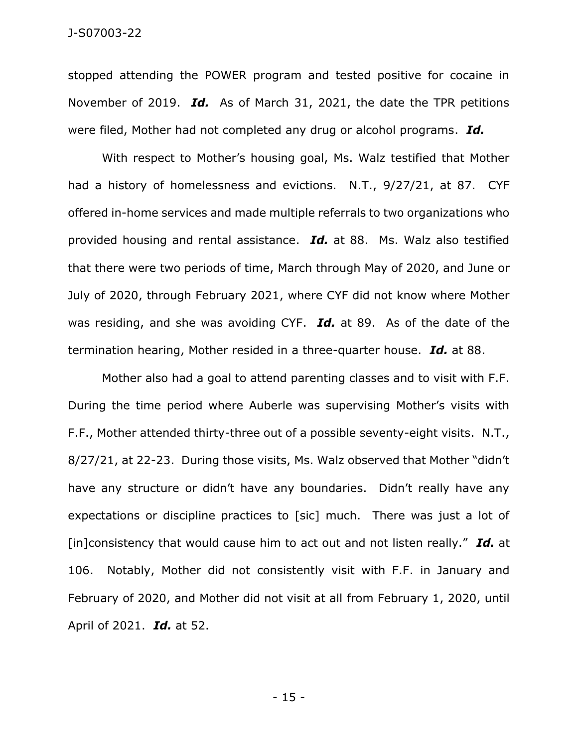stopped attending the POWER program and tested positive for cocaine in November of 2019. ***Id.*** As of March 31, 2021, the date the TPR petitions were filed, Mother had not completed any drug or alcohol programs. ***Id.***

With respect to Mother's housing goal, Ms. Walz testified that Mother had a history of homelessness and evictions. N.T., 9/27/21, at 87. CYF offered in-home services and made multiple referrals to two organizations who provided housing and rental assistance. ***Id.*** at 88. Ms. Walz also testified that there were two periods of time, March through May of 2020, and June or July of 2020, through February 2021, where CYF did not know where Mother was residing, and she was avoiding CYF. ***Id.*** at 89. As of the date of the termination hearing, Mother resided in a three-quarter house. ***Id.*** at 88.

Mother also had a goal to attend parenting classes and to visit with F.F. During the time period where Auberle was supervising Mother's visits with F.F., Mother attended thirty-three out of a possible seventy-eight visits. N.T., 8/27/21, at 22-23. During those visits, Ms. Walz observed that Mother "didn't have any structure or didn't have any boundaries. Didn't really have any expectations or discipline practices to [sic] much. There was just a lot of [in]consistency that would cause him to act out and not listen really." ***Id.*** at 106. Notably, Mother did not consistently visit with F.F. in January and February of 2020, and Mother did not visit at all from February 1, 2020, until April of 2021. ***Id.*** at 52.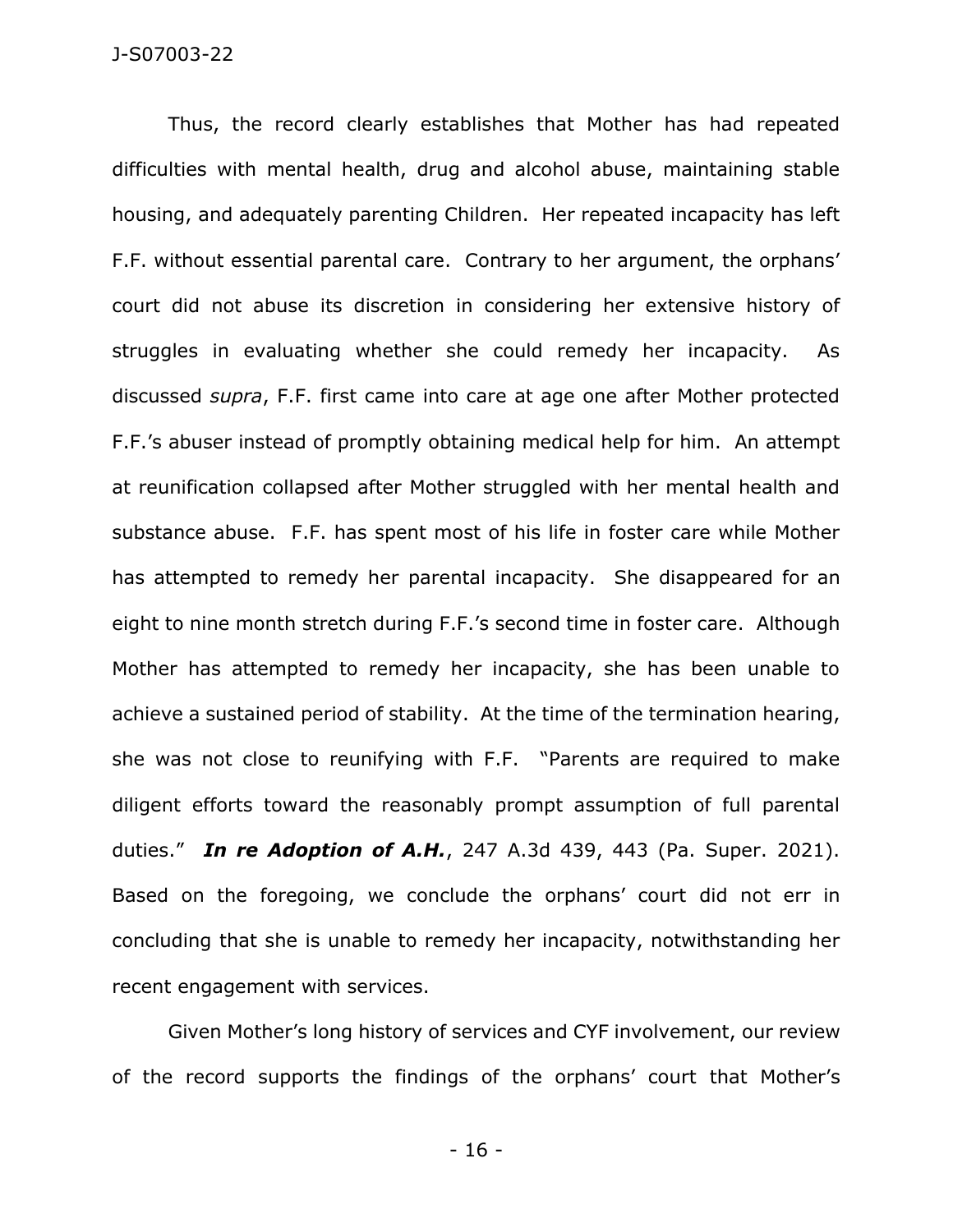Thus, the record clearly establishes that Mother has had repeated difficulties with mental health, drug and alcohol abuse, maintaining stable housing, and adequately parenting Children. Her repeated incapacity has left F.F. without essential parental care. Contrary to her argument, the orphans' court did not abuse its discretion in considering her extensive history of struggles in evaluating whether she could remedy her incapacity. As discussed *supra*, F.F. first came into care at age one after Mother protected F.F.'s abuser instead of promptly obtaining medical help for him. An attempt at reunification collapsed after Mother struggled with her mental health and substance abuse. F.F. has spent most of his life in foster care while Mother has attempted to remedy her parental incapacity. She disappeared for an eight to nine month stretch during F.F.'s second time in foster care. Although Mother has attempted to remedy her incapacity, she has been unable to achieve a sustained period of stability. At the time of the termination hearing, she was not close to reunifying with F.F. "Parents are required to make diligent efforts toward the reasonably prompt assumption of full parental duties." ***In re Adoption of A.H.***, 247 A.3d 439, 443 (Pa. Super. 2021). Based on the foregoing, we conclude the orphans' court did not err in concluding that she is unable to remedy her incapacity, notwithstanding her recent engagement with services.

Given Mother's long history of services and CYF involvement, our review of the record supports the findings of the orphans' court that Mother's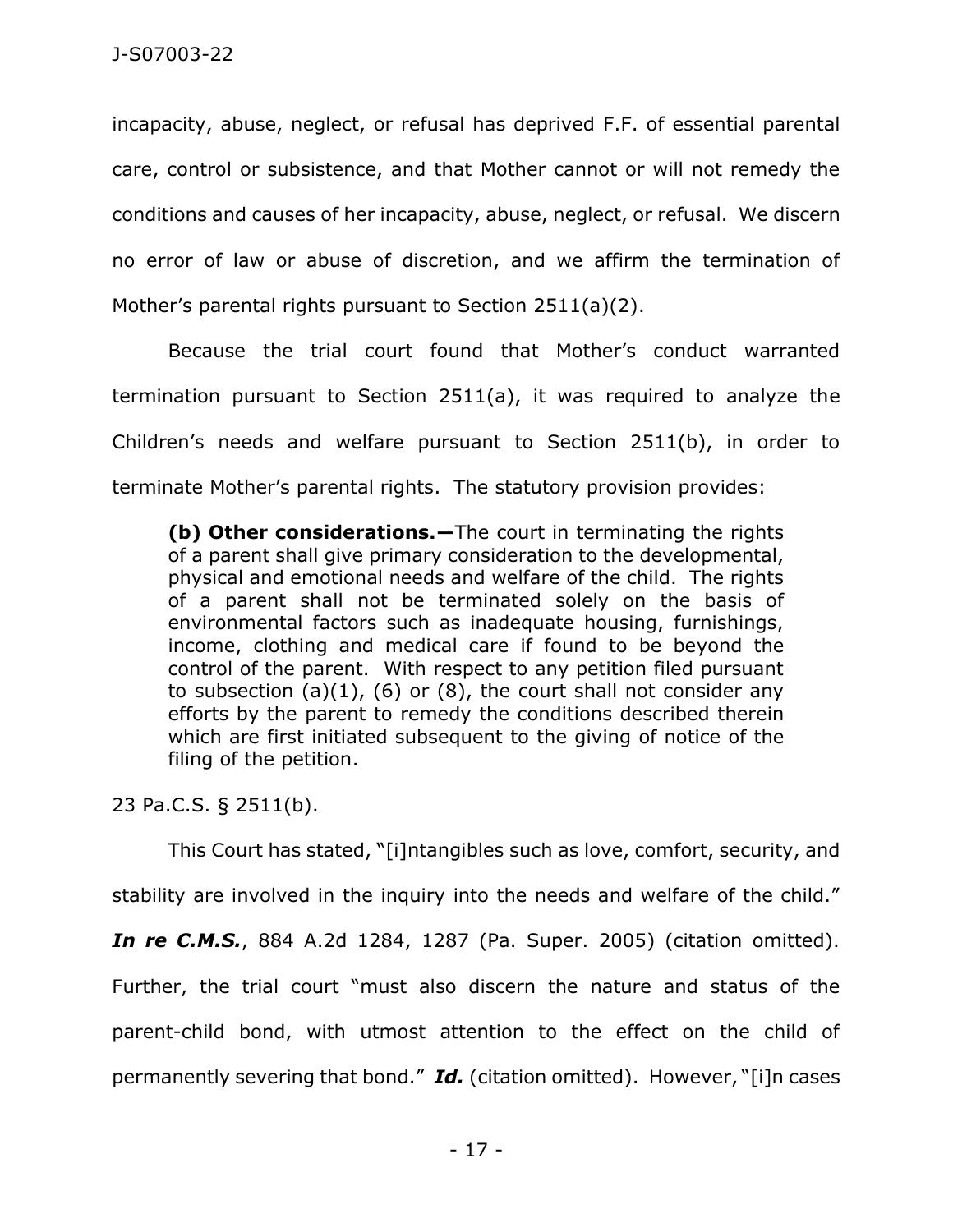incapacity, abuse, neglect, or refusal has deprived F.F. of essential parental care, control or subsistence, and that Mother cannot or will not remedy the conditions and causes of her incapacity, abuse, neglect, or refusal. We discern no error of law or abuse of discretion, and we affirm the termination of Mother's parental rights pursuant to Section 2511(a)(2).

Because the trial court found that Mother's conduct warranted termination pursuant to Section 2511(a), it was required to analyze the Children's needs and welfare pursuant to Section 2511(b), in order to terminate Mother's parental rights. The statutory provision provides:

> **(b) Other considerations.—**The court in terminating the rights of a parent shall give primary consideration to the developmental, physical and emotional needs and welfare of the child. The rights of a parent shall not be terminated solely on the basis of environmental factors such as inadequate housing, furnishings, income, clothing and medical care if found to be beyond the control of the parent. With respect to any petition filed pursuant to subsection (a)(1), (6) or (8), the court shall not consider any efforts by the parent to remedy the conditions described therein which are first initiated subsequent to the giving of notice of the filing of the petition.

23 Pa.C.S. § 2511(b).

This Court has stated, "[i]ntangibles such as love, comfort, security, and stability are involved in the inquiry into the needs and welfare of the child." ***In re C.M.S.***, 884 A.2d 1284, 1287 (Pa. Super. 2005) (citation omitted). Further, the trial court "must also discern the nature and status of the parent-child bond, with utmost attention to the effect on the child of permanently severing that bond." ***Id.*** (citation omitted). However, "[i]n cases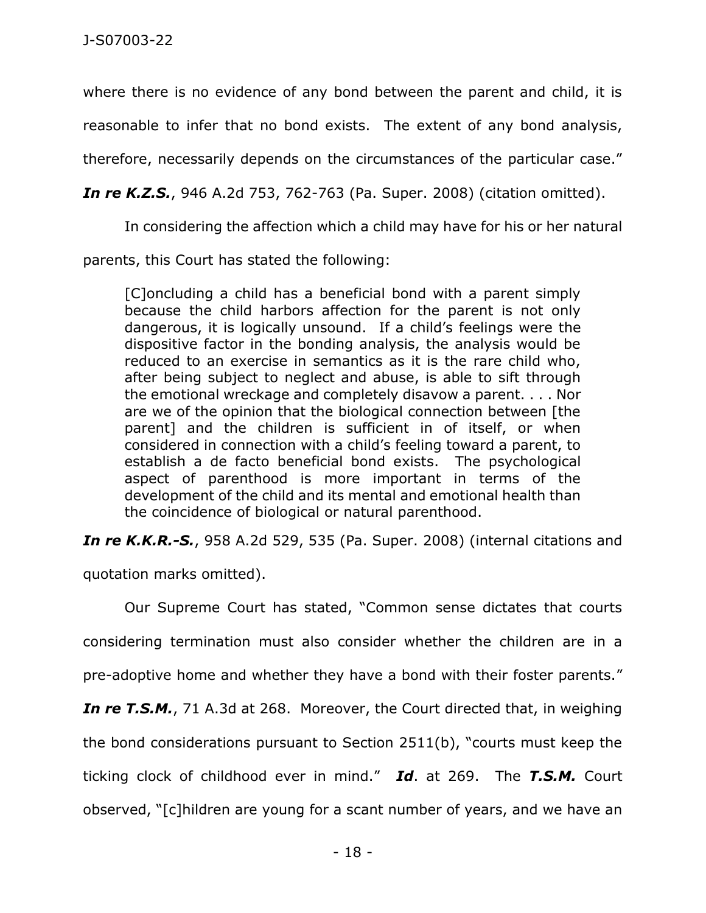where there is no evidence of any bond between the parent and child, it is reasonable to infer that no bond exists. The extent of any bond analysis, therefore, necessarily depends on the circumstances of the particular case." ***In re K.Z.S.***, 946 A.2d 753, 762-763 (Pa. Super. 2008) (citation omitted).

In considering the affection which a child may have for his or her natural parents, this Court has stated the following:

> [C]oncluding a child has a beneficial bond with a parent simply because the child harbors affection for the parent is not only dangerous, it is logically unsound. If a child's feelings were the dispositive factor in the bonding analysis, the analysis would be reduced to an exercise in semantics as it is the rare child who, after being subject to neglect and abuse, is able to sift through the emotional wreckage and completely disavow a parent. . . . Nor are we of the opinion that the biological connection between [the parent] and the children is sufficient in of itself, or when considered in connection with a child's feeling toward a parent, to establish a de facto beneficial bond exists. The psychological aspect of parenthood is more important in terms of the development of the child and its mental and emotional health than the coincidence of biological or natural parenthood.

***In re K.K.R.-S.***, 958 A.2d 529, 535 (Pa. Super. 2008) (internal citations and quotation marks omitted).

Our Supreme Court has stated, "Common sense dictates that courts considering termination must also consider whether the children are in a pre-adoptive home and whether they have a bond with their foster parents." ***In re T.S.M.***, 71 A.3d at 268. Moreover, the Court directed that, in weighing the bond considerations pursuant to Section 2511(b), "courts must keep the ticking clock of childhood ever in mind." ***Id***. at 269. The ***T.S.M.*** Court observed, "[c]hildren are young for a scant number of years, and we have an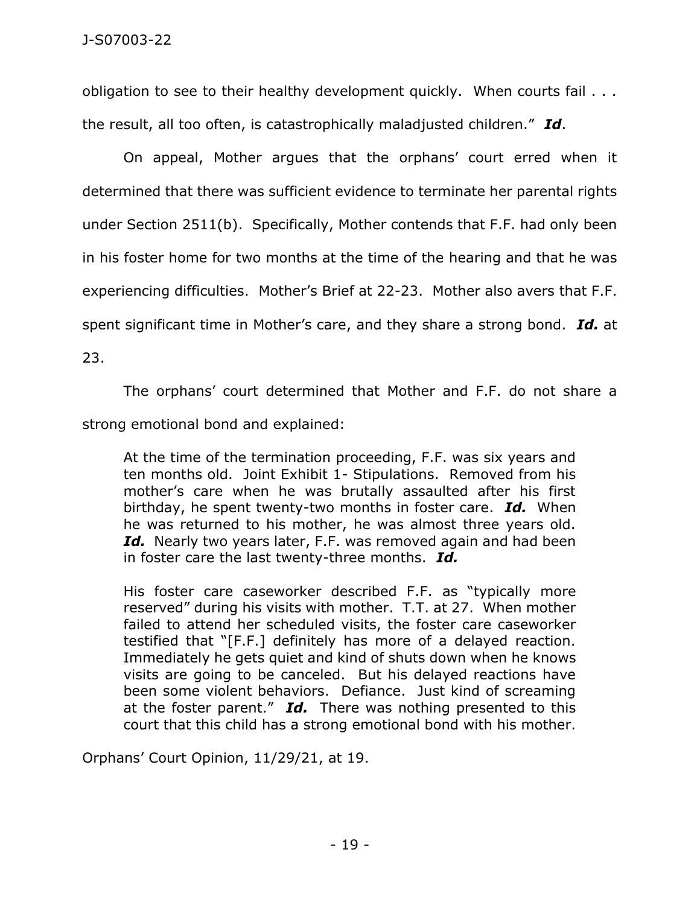obligation to see to their healthy development quickly. When courts fail . . . the result, all too often, is catastrophically maladjusted children." ***Id***.

On appeal, Mother argues that the orphans' court erred when it determined that there was sufficient evidence to terminate her parental rights under Section 2511(b). Specifically, Mother contends that F.F. had only been in his foster home for two months at the time of the hearing and that he was experiencing difficulties. Mother's Brief at 22-23. Mother also avers that F.F. spent significant time in Mother's care, and they share a strong bond. ***Id.*** at 23.

The orphans' court determined that Mother and F.F. do not share a strong emotional bond and explained:

> At the time of the termination proceeding, F.F. was six years and ten months old. Joint Exhibit 1- Stipulations. Removed from his mother's care when he was brutally assaulted after his first birthday, he spent twenty-two months in foster care. ***Id.*** When he was returned to his mother, he was almost three years old. ***Id.*** Nearly two years later, F.F. was removed again and had been in foster care the last twenty-three months. ***Id.***
>
> His foster care caseworker described F.F. as "typically more reserved" during his visits with mother. T.T. at 27. When mother failed to attend her scheduled visits, the foster care caseworker testified that "[F.F.] definitely has more of a delayed reaction. Immediately he gets quiet and kind of shuts down when he knows visits are going to be canceled. But his delayed reactions have been some violent behaviors. Defiance. Just kind of screaming at the foster parent." ***Id.*** There was nothing presented to this court that this child has a strong emotional bond with his mother.

Orphans' Court Opinion, 11/29/21, at 19.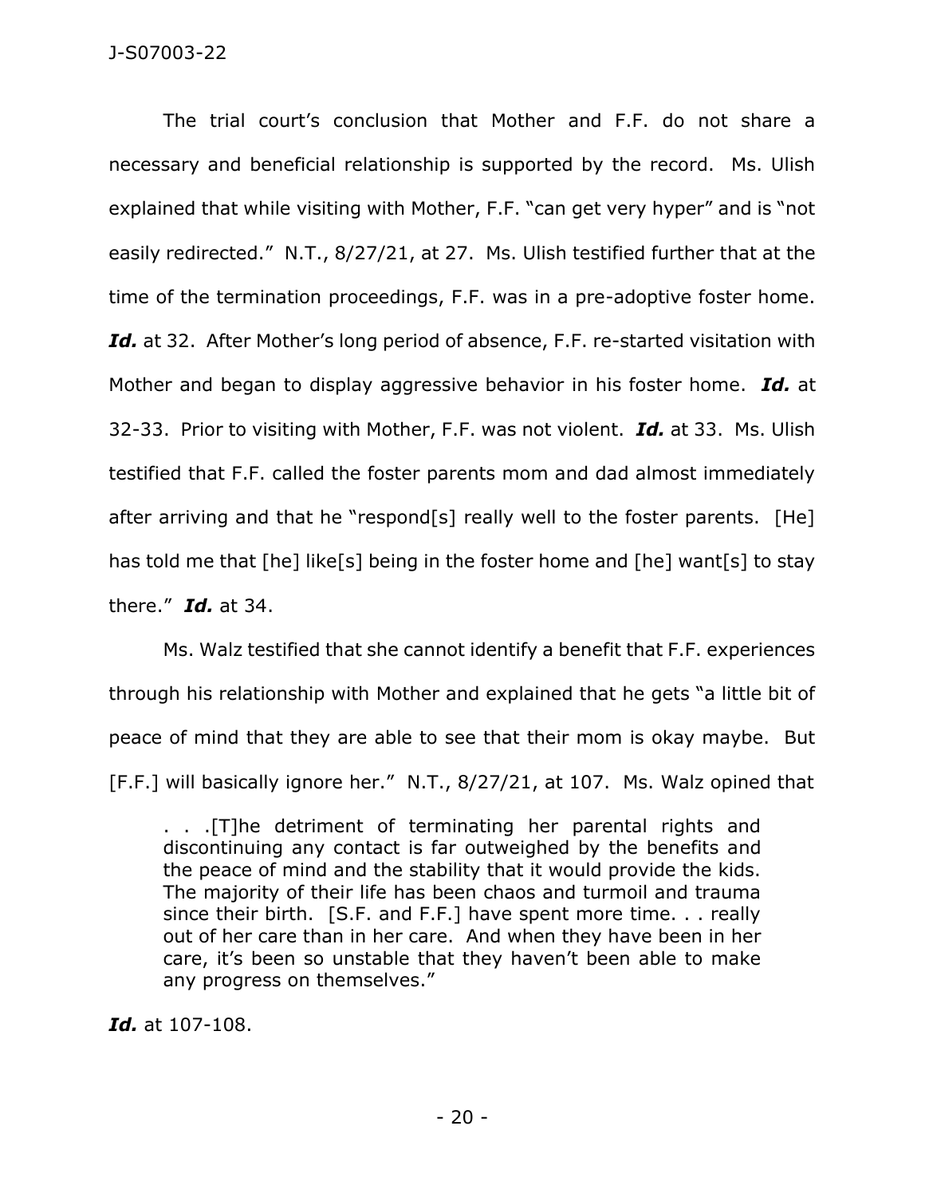The trial court's conclusion that Mother and F.F. do not share a necessary and beneficial relationship is supported by the record. Ms. Ulish explained that while visiting with Mother, F.F. "can get very hyper" and is "not easily redirected." N.T., 8/27/21, at 27. Ms. Ulish testified further that at the time of the termination proceedings, F.F. was in a pre-adoptive foster home. ***Id.*** at 32. After Mother's long period of absence, F.F. re-started visitation with Mother and began to display aggressive behavior in his foster home. ***Id.*** at 32-33. Prior to visiting with Mother, F.F. was not violent. ***Id.*** at 33. Ms. Ulish testified that F.F. called the foster parents mom and dad almost immediately after arriving and that he "respond[s] really well to the foster parents. [He] has told me that [he] like[s] being in the foster home and [he] want[s] to stay there." ***Id.*** at 34.

Ms. Walz testified that she cannot identify a benefit that F.F. experiences through his relationship with Mother and explained that he gets "a little bit of peace of mind that they are able to see that their mom is okay maybe. But [F.F.] will basically ignore her." N.T., 8/27/21, at 107. Ms. Walz opined that

> . . .[T]he detriment of terminating her parental rights and discontinuing any contact is far outweighed by the benefits and the peace of mind and the stability that it would provide the kids. The majority of their life has been chaos and turmoil and trauma since their birth. [S.F. and F.F.] have spent more time. . . really out of her care than in her care. And when they have been in her care, it's been so unstable that they haven't been able to make any progress on themselves."

***Id.*** at 107-108.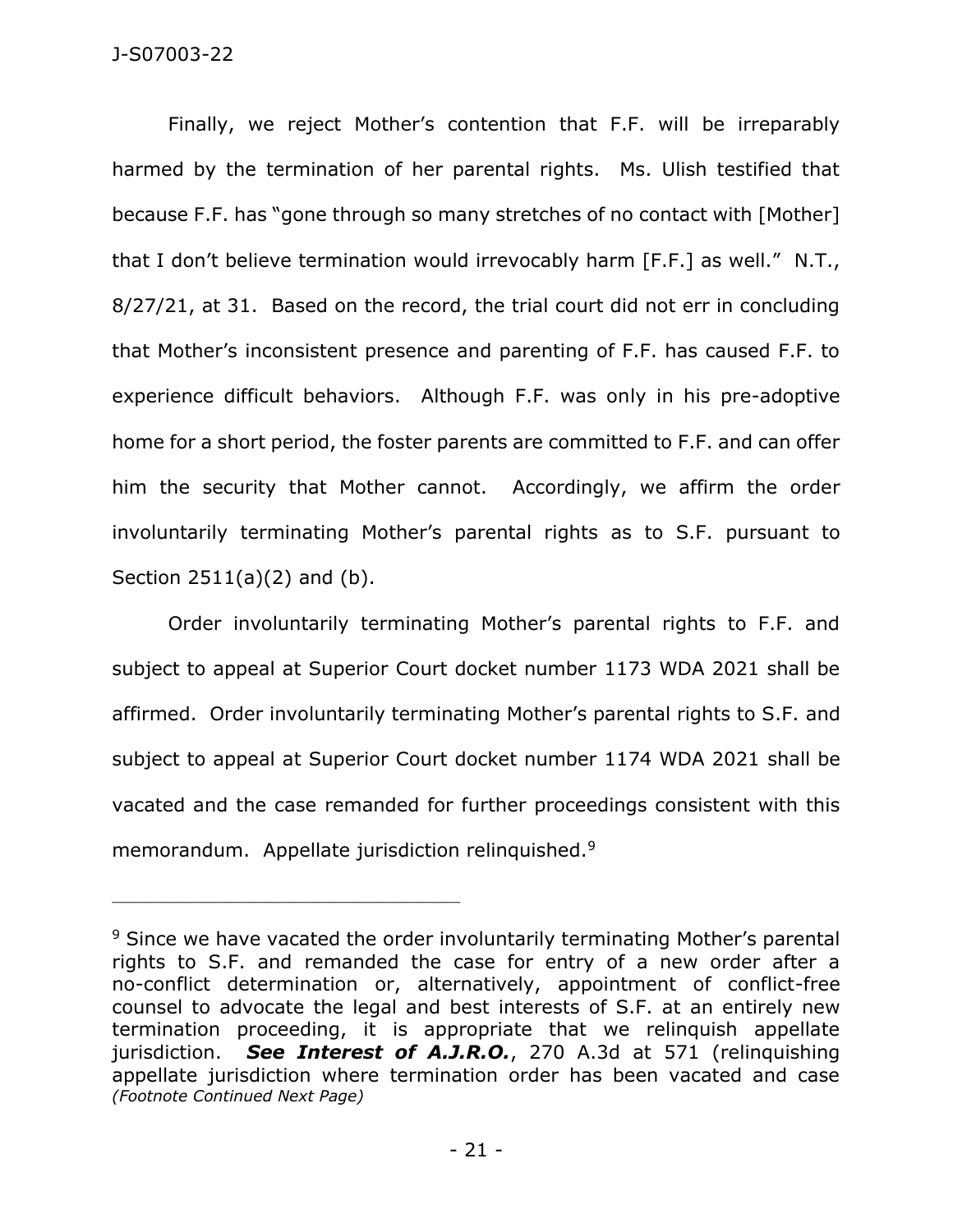Finally, we reject Mother's contention that F.F. will be irreparably harmed by the termination of her parental rights. Ms. Ulish testified that because F.F. has "gone through so many stretches of no contact with [Mother] that I don't believe termination would irrevocably harm [F.F.] as well." N.T., 8/27/21, at 31. Based on the record, the trial court did not err in concluding that Mother's inconsistent presence and parenting of F.F. has caused F.F. to experience difficult behaviors. Although F.F. was only in his pre-adoptive home for a short period, the foster parents are committed to F.F. and can offer him the security that Mother cannot. Accordingly, we affirm the order involuntarily terminating Mother's parental rights as to S.F. pursuant to Section 2511(a)(2) and (b).

Order involuntarily terminating Mother's parental rights to F.F. and subject to appeal at Superior Court docket number 1173 WDA 2021 shall be affirmed. Order involuntarily terminating Mother's parental rights to S.F. and subject to appeal at Superior Court docket number 1174 WDA 2021 shall be vacated and the case remanded for further proceedings consistent with this memorandum. Appellate jurisdiction relinquished.[9]

---

[9] Since we have vacated the order involuntarily terminating Mother's parental rights to S.F. and remanded the case for entry of a new order after a no-conflict determination or, alternatively, appointment of conflict-free counsel to advocate the legal and best interests of S.F. at an entirely new termination proceeding, it is appropriate that we relinquish appellate jurisdiction. ***See Interest of A.J.R.O.***, 270 A.3d at 571 (relinquishing appellate jurisdiction where termination order has been vacated and case *(Footnote Continued Next Page)*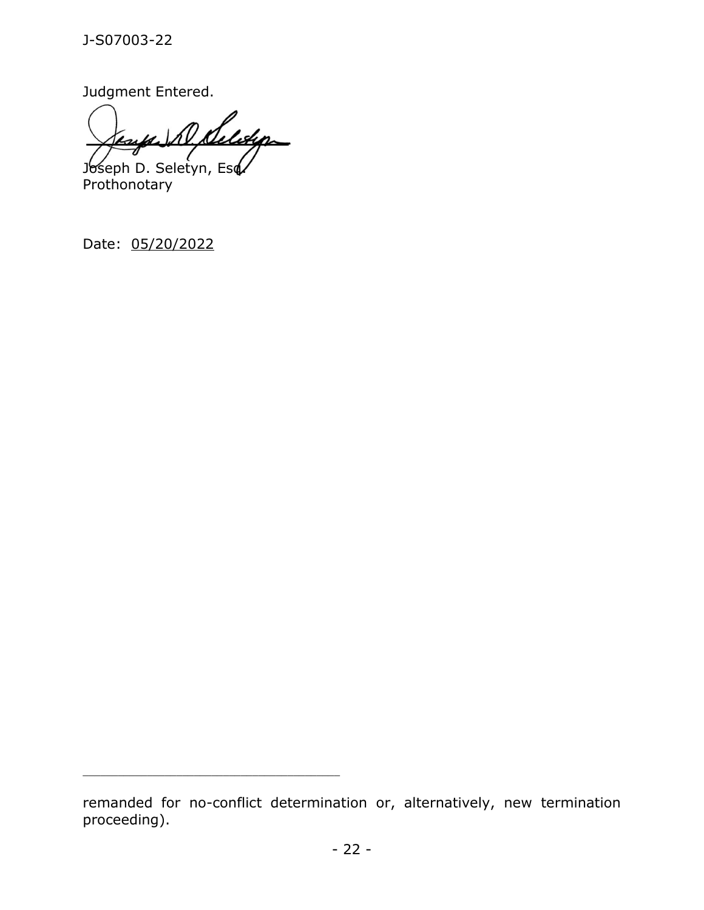Judgment Entered.

Joseph D. Seletyn, Esq.
Prothonotary

Date: 05/20/2022

---

remanded for no-conflict determination or, alternatively, new termination proceeding).